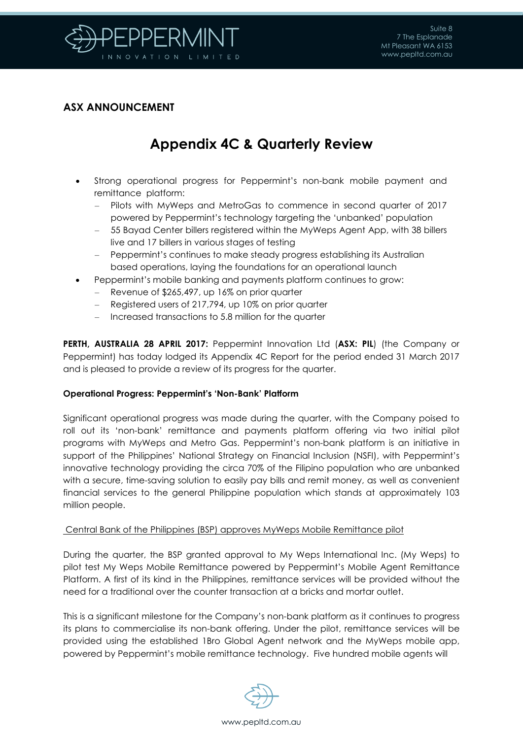**ASX ANNOUNCEMENT**

# Appendix 4C & Quarterly Review

- Strong operational progress for Peppermint's non-bank mobile payment and remittance platform:
  - Pilots with MyWeps and MetroGas to commence in second quarter of 2017 powered by Peppermint's technology targeting the 'unbanked' population
  - 55 Bayad Center billers registered within the MyWeps Agent App, with 38 billers live and 17 billers in various stages of testing
  - Peppermint's continues to make steady progress establishing its Australian based operations, laying the foundations for an operational launch
- Peppermint's mobile banking and payments platform continues to grow:
  - Revenue of $265,497, up 16% on prior quarter
  - Registered users of 217,794, up 10% on prior quarter
  - Increased transactions to 5.8 million for the quarter

**PERTH, AUSTRALIA 28 APRIL 2017:** Peppermint Innovation Ltd (**ASX: PIL**) (the Company or Peppermint) has today lodged its Appendix 4C Report for the period ended 31 March 2017 and is pleased to provide a review of its progress for the quarter.

**Operational Progress: Peppermint's 'Non-Bank' Platform**

Significant operational progress was made during the quarter, with the Company poised to roll out its 'non-bank' remittance and payments platform offering via two initial pilot programs with MyWeps and Metro Gas. Peppermint's non-bank platform is an initiative in support of the Philippines' National Strategy on Financial Inclusion (NSFI), with Peppermint's innovative technology providing the circa 70% of the Filipino population who are unbanked with a secure, time-saving solution to easily pay bills and remit money, as well as convenient financial services to the general Philippine population which stands at approximately 103 million people.

Central Bank of the Philippines (BSP) approves MyWeps Mobile Remittance pilot

During the quarter, the BSP granted approval to My Weps International Inc. (My Weps) to pilot test My Weps Mobile Remittance powered by Peppermint's Mobile Agent Remittance Platform. A first of its kind in the Philippines, remittance services will be provided without the need for a traditional over the counter transaction at a bricks and mortar outlet.

This is a significant milestone for the Company's non-bank platform as it continues to progress its plans to commercialise its non-bank offering. Under the pilot, remittance services will be provided using the established 1Bro Global Agent network and the MyWeps mobile app, powered by Peppermint's mobile remittance technology. Five hundred mobile agents will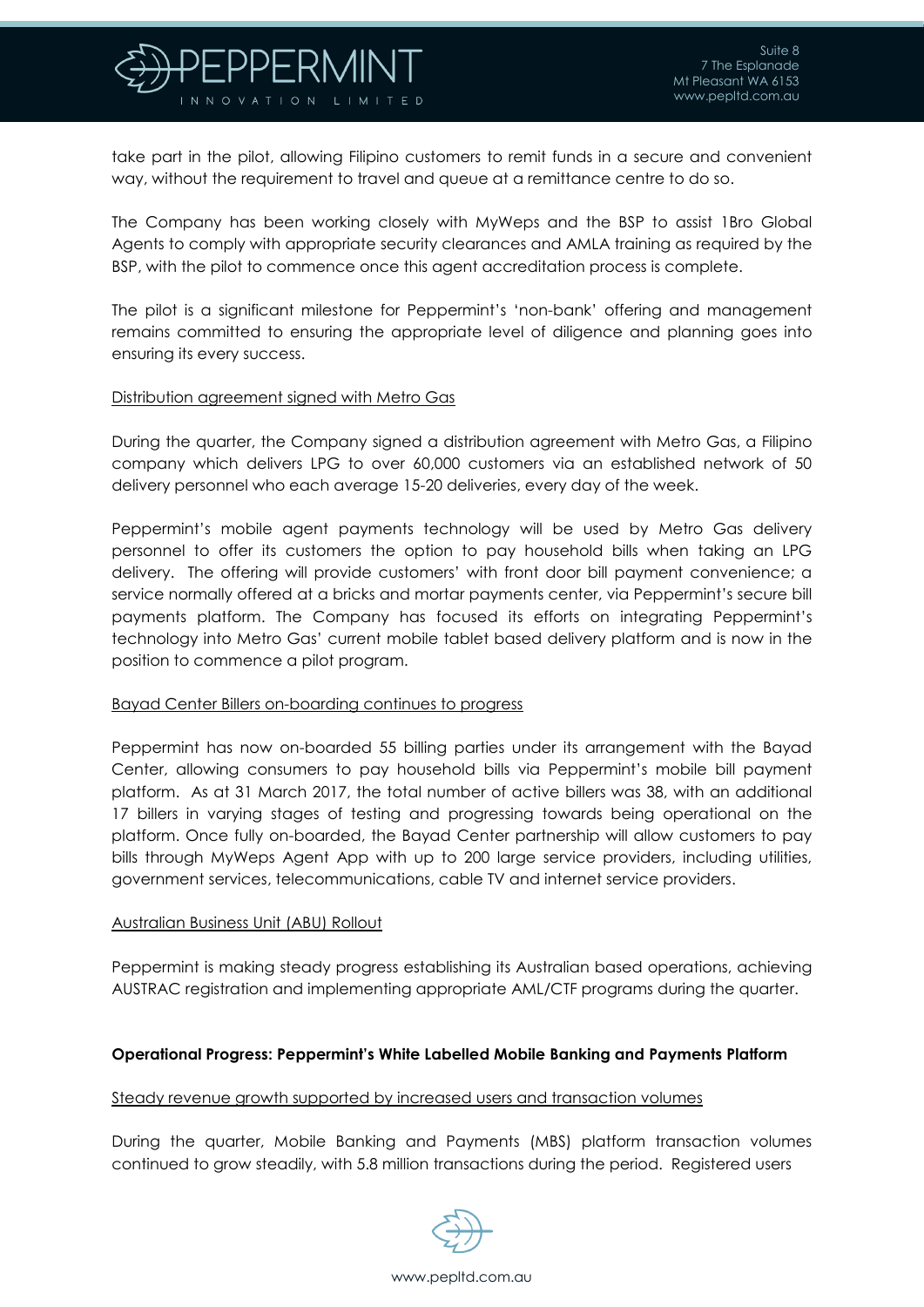take part in the pilot, allowing Filipino customers to remit funds in a secure and convenient way, without the requirement to travel and queue at a remittance centre to do so.

The Company has been working closely with MyWeps and the BSP to assist 1Bro Global Agents to comply with appropriate security clearances and AMLA training as required by the BSP, with the pilot to commence once this agent accreditation process is complete.

The pilot is a significant milestone for Peppermint's 'non-bank' offering and management remains committed to ensuring the appropriate level of diligence and planning goes into ensuring its every success.

<u>Distribution agreement signed with Metro Gas</u>

During the quarter, the Company signed a distribution agreement with Metro Gas, a Filipino company which delivers LPG to over 60,000 customers via an established network of 50 delivery personnel who each average 15-20 deliveries, every day of the week.

Peppermint's mobile agent payments technology will be used by Metro Gas delivery personnel to offer its customers the option to pay household bills when taking an LPG delivery. The offering will provide customers' with front door bill payment convenience; a service normally offered at a bricks and mortar payments center, via Peppermint's secure bill payments platform. The Company has focused its efforts on integrating Peppermint's technology into Metro Gas' current mobile tablet based delivery platform and is now in the position to commence a pilot program.

<u>Bayad Center Billers on-boarding continues to progress</u>

Peppermint has now on-boarded 55 billing parties under its arrangement with the Bayad Center, allowing consumers to pay household bills via Peppermint's mobile bill payment platform. As at 31 March 2017, the total number of active billers was 38, with an additional 17 billers in varying stages of testing and progressing towards being operational on the platform. Once fully on-boarded, the Bayad Center partnership will allow customers to pay bills through MyWeps Agent App with up to 200 large service providers, including utilities, government services, telecommunications, cable TV and internet service providers.

<u>Australian Business Unit (ABU) Rollout</u>

Peppermint is making steady progress establishing its Australian based operations, achieving AUSTRAC registration and implementing appropriate AML/CTF programs during the quarter.

**Operational Progress: Peppermint's White Labelled Mobile Banking and Payments Platform**

<u>Steady revenue growth supported by increased users and transaction volumes</u>

During the quarter, Mobile Banking and Payments (MBS) platform transaction volumes continued to grow steadily, with 5.8 million transactions during the period. Registered users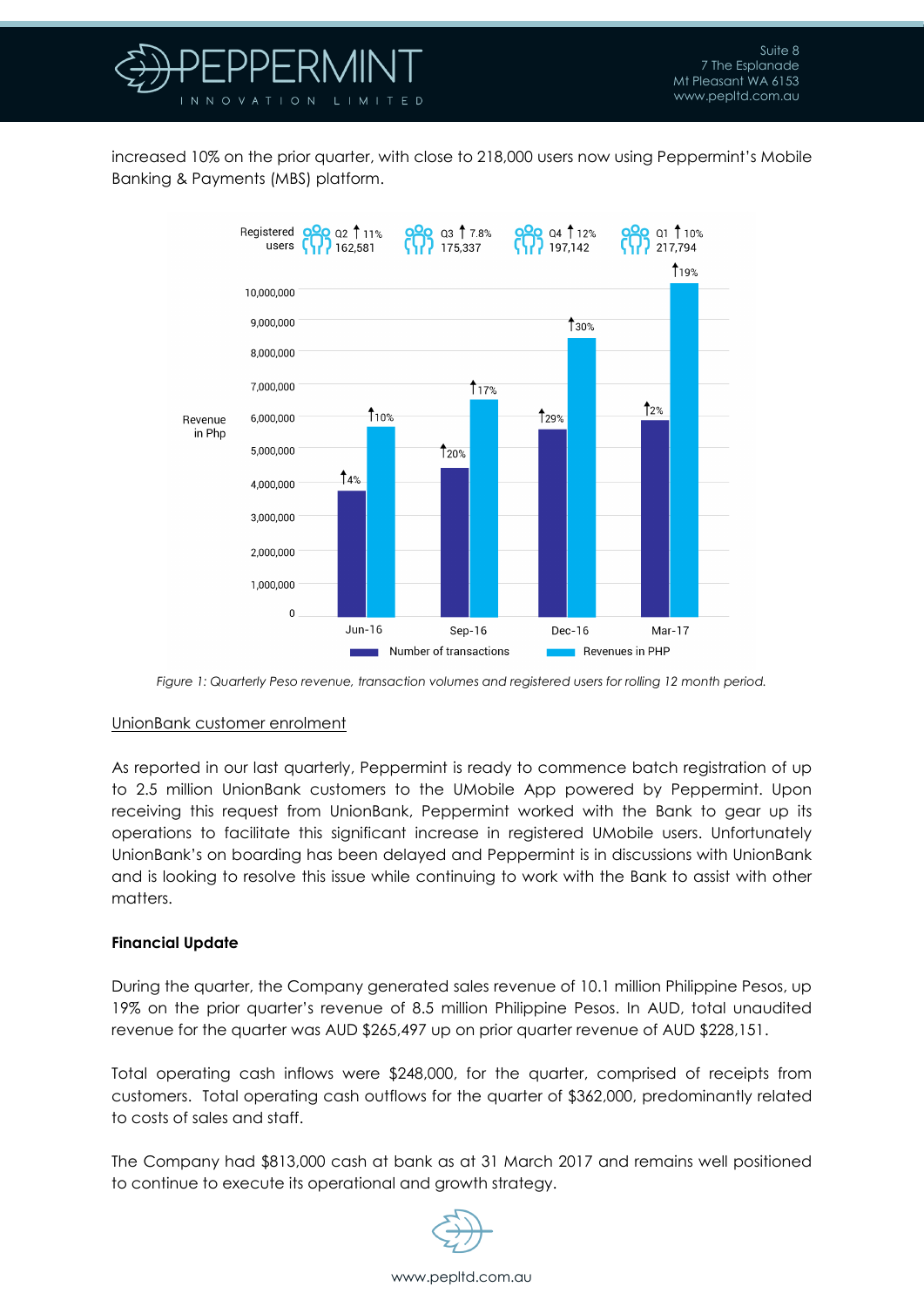increased 10% on the prior quarter, with close to 218,000 users now using Peppermint's Mobile Banking & Payments (MBS) platform.

*Figure 1: Quarterly Peso revenue, transaction volumes and registered users for rolling 12 month period.*

UnionBank customer enrolment

As reported in our last quarterly, Peppermint is ready to commence batch registration of up to 2.5 million UnionBank customers to the UMobile App powered by Peppermint. Upon receiving this request from UnionBank, Peppermint worked with the Bank to gear up its operations to facilitate this significant increase in registered UMobile users. Unfortunately UnionBank's on boarding has been delayed and Peppermint is in discussions with UnionBank and is looking to resolve this issue while continuing to work with the Bank to assist with other matters.

**Financial Update**

During the quarter, the Company generated sales revenue of 10.1 million Philippine Pesos, up 19% on the prior quarter's revenue of 8.5 million Philippine Pesos. In AUD, total unaudited revenue for the quarter was AUD $265,497 up on prior quarter revenue of AUD $228,151.

Total operating cash inflows were $248,000, for the quarter, comprised of receipts from customers. Total operating cash outflows for the quarter of $362,000, predominantly related to costs of sales and staff.

The Company had $813,000 cash at bank as at 31 March 2017 and remains well positioned to continue to execute its operational and growth strategy.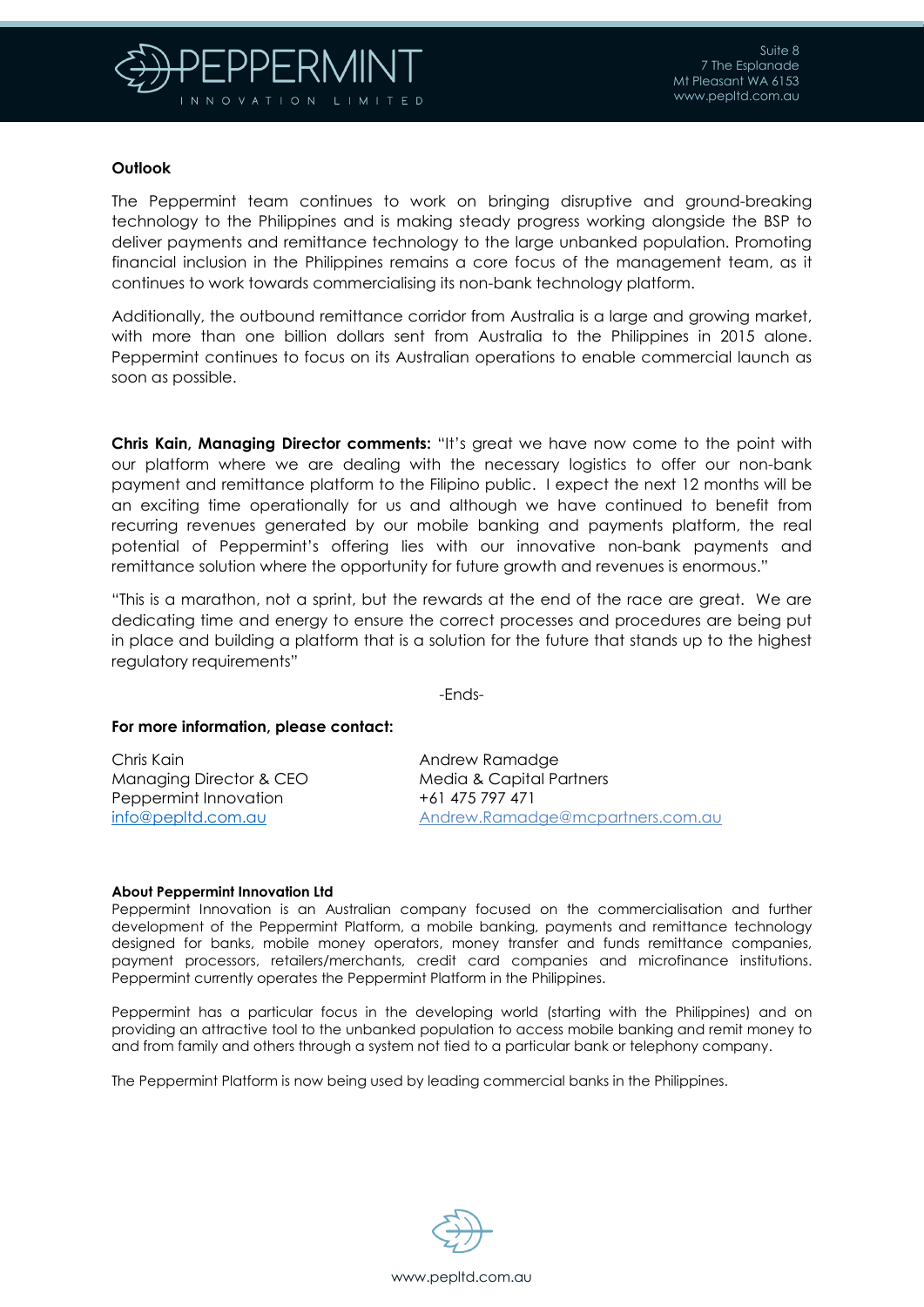**Outlook**

The Peppermint team continues to work on bringing disruptive and ground-breaking technology to the Philippines and is making steady progress working alongside the BSP to deliver payments and remittance technology to the large unbanked population. Promoting financial inclusion in the Philippines remains a core focus of the management team, as it continues to work towards commercialising its non-bank technology platform.

Additionally, the outbound remittance corridor from Australia is a large and growing market, with more than one billion dollars sent from Australia to the Philippines in 2015 alone. Peppermint continues to focus on its Australian operations to enable commercial launch as soon as possible.

**Chris Kain, Managing Director comments:** "It's great we have now come to the point with our platform where we are dealing with the necessary logistics to offer our non-bank payment and remittance platform to the Filipino public. I expect the next 12 months will be an exciting time operationally for us and although we have continued to benefit from recurring revenues generated by our mobile banking and payments platform, the real potential of Peppermint's offering lies with our innovative non-bank payments and remittance solution where the opportunity for future growth and revenues is enormous."

"This is a marathon, not a sprint, but the rewards at the end of the race are great. We are dedicating time and energy to ensure the correct processes and procedures are being put in place and building a platform that is a solution for the future that stands up to the highest regulatory requirements"

-Ends-

**For more information, please contact:**

Chris Kain
Managing Director & CEO
Peppermint Innovation
info@pepltd.com.au

Andrew Ramadge
Media & Capital Partners
+61 475 797 471
Andrew.Ramadge@mcpartners.com.au

**About Peppermint Innovation Ltd**

Peppermint Innovation is an Australian company focused on the commercialisation and further development of the Peppermint Platform, a mobile banking, payments and remittance technology designed for banks, mobile money operators, money transfer and funds remittance companies, payment processors, retailers/merchants, credit card companies and microfinance institutions. Peppermint currently operates the Peppermint Platform in the Philippines.

Peppermint has a particular focus in the developing world (starting with the Philippines) and on providing an attractive tool to the unbanked population to access mobile banking and remit money to and from family and others through a system not tied to a particular bank or telephony company.

The Peppermint Platform is now being used by leading commercial banks in the Philippines.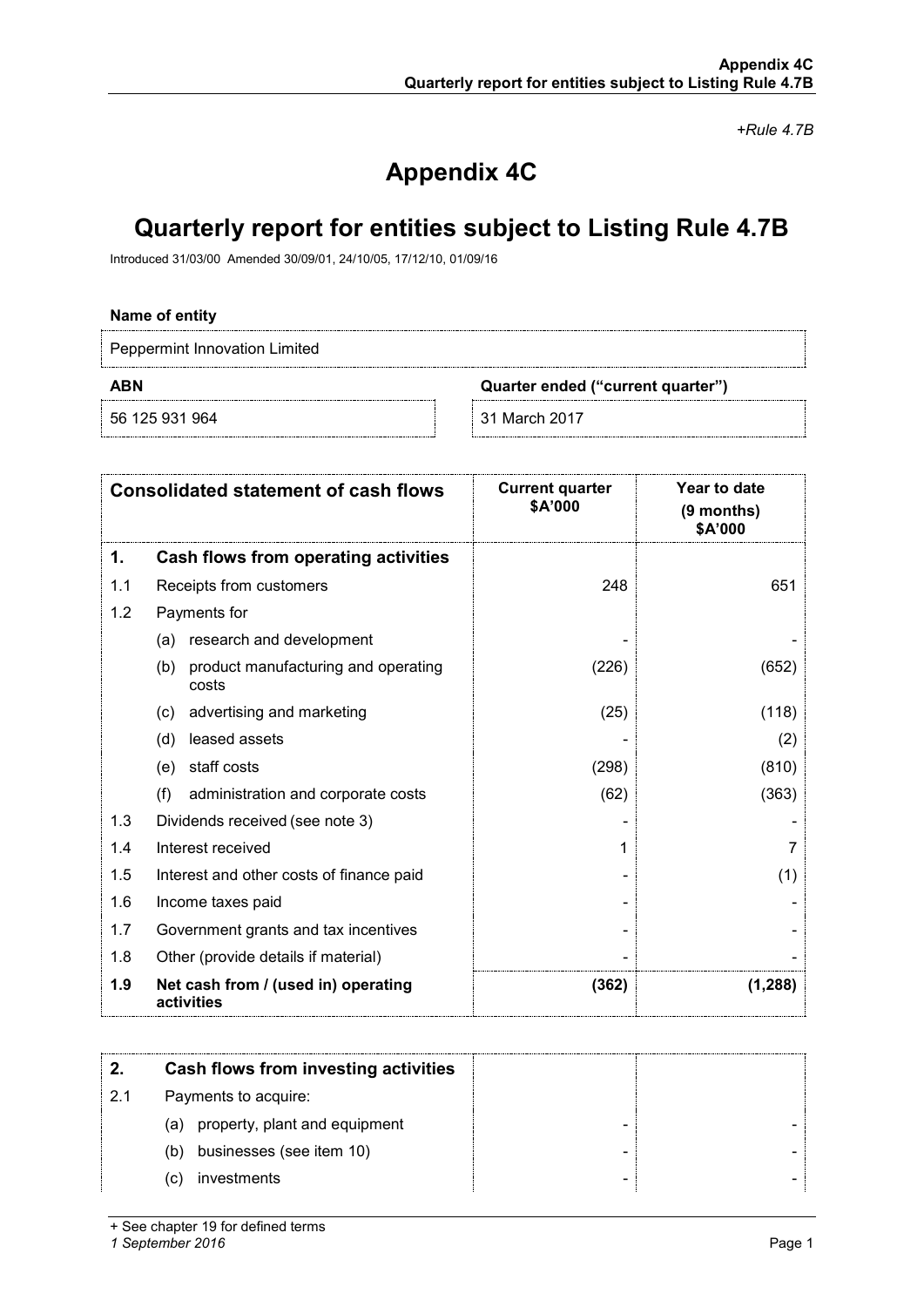*+Rule 4.7B*

# Appendix 4C

# Quarterly report for entities subject to Listing Rule 4.7B

Introduced 31/03/00 Amended 30/09/01, 24/10/05, 17/12/10, 01/09/16

**Name of entity**

Peppermint Innovation Limited

| **ABN** | **Quarter ended ("current quarter")** |
|---|---|
| 56 125 931 964 | 31 March 2017 |

| **Consolidated statement of cash flows** | | **Current quarter $A'000** | **Year to date (9 months) $A'000** |
|---|---|---|---|
| **1.** | **Cash flows from operating activities** | | |
| 1.1 | Receipts from customers | 248 | 651 |
| 1.2 | Payments for | | |
| | (a) research and development | - | - |
| | (b) product manufacturing and operating costs | (226) | (652) |
| | (c) advertising and marketing | (25) | (118) |
| | (d) leased assets | - | (2) |
| | (e) staff costs | (298) | (810) |
| | (f) administration and corporate costs | (62) | (363) |
| 1.3 | Dividends received (see note 3) | - | - |
| 1.4 | Interest received | 1 | 7 |
| 1.5 | Interest and other costs of finance paid | - | (1) |
| 1.6 | Income taxes paid | - | - |
| 1.7 | Government grants and tax incentives | - | - |
| 1.8 | Other (provide details if material) | - | - |
| **1.9** | **Net cash from / (used in) operating activities** | **(362)** | **(1,288)** |

| **2.** | **Cash flows from investing activities** | | |
|---|---|---|---|
| 2.1 | Payments to acquire: | | |
| | (a) property, plant and equipment | - | - |
| | (b) businesses (see item 10) | - | - |
| | (c) investments | - | - |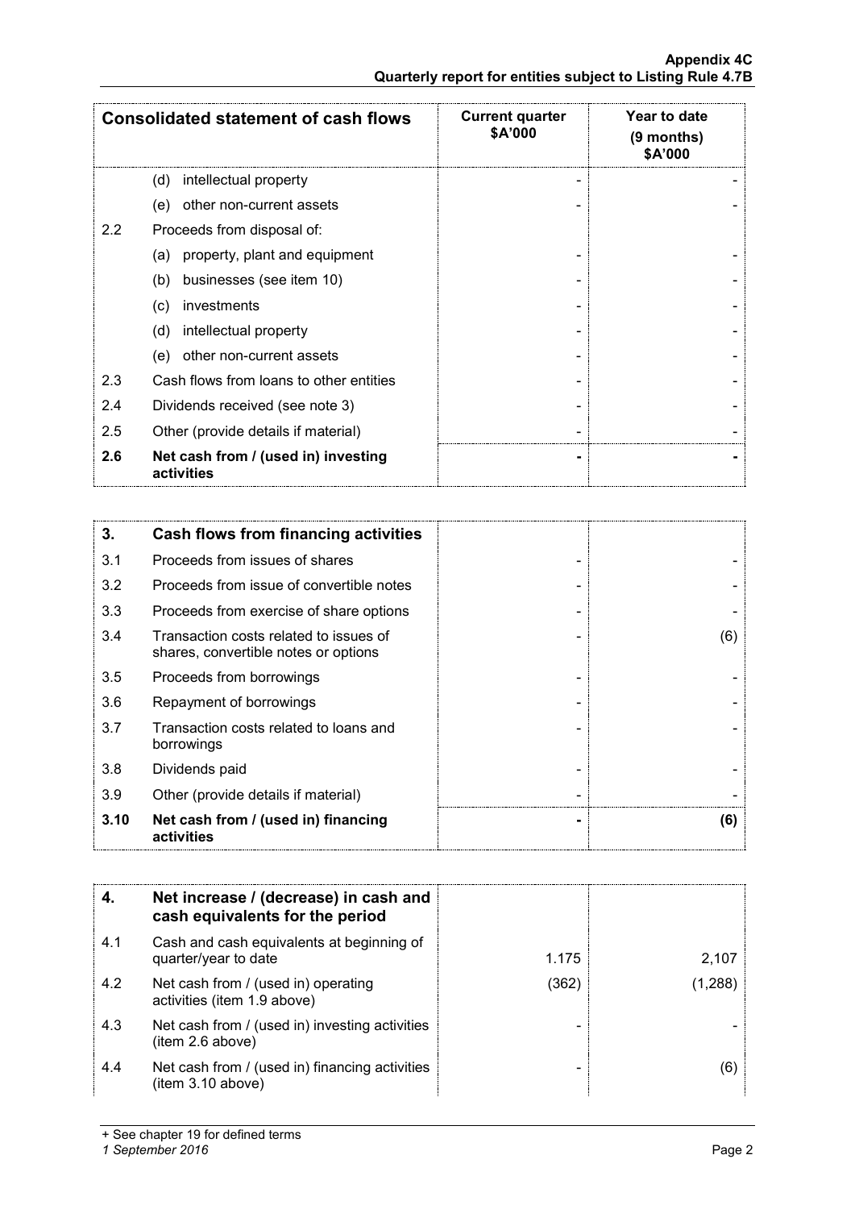| Consolidated statement of cash flows | | Current quarter \$A'000 | Year to date (9 months) \$A'000 |
|---|---|---|---|
| | (d) intellectual property | - | - |
| | (e) other non-current assets | - | - |
| 2.2 | Proceeds from disposal of: | | |
| | (a) property, plant and equipment | - | - |
| | (b) businesses (see item 10) | - | - |
| | (c) investments | - | - |
| | (d) intellectual property | - | - |
| | (e) other non-current assets | - | - |
| 2.3 | Cash flows from loans to other entities | - | - |
| 2.4 | Dividends received (see note 3) | - | - |
| 2.5 | Other (provide details if material) | - | - |
| **2.6** | **Net cash from / (used in) investing activities** | **-** | **-** |

| **3.** | **Cash flows from financing activities** | | |
|---|---|---|---|
| 3.1 | Proceeds from issues of shares | - | - |
| 3.2 | Proceeds from issue of convertible notes | - | - |
| 3.3 | Proceeds from exercise of share options | - | - |
| 3.4 | Transaction costs related to issues of shares, convertible notes or options | - | (6) |
| 3.5 | Proceeds from borrowings | - | - |
| 3.6 | Repayment of borrowings | - | - |
| 3.7 | Transaction costs related to loans and borrowings | - | - |
| 3.8 | Dividends paid | - | - |
| 3.9 | Other (provide details if material) | - | - |
| **3.10** | **Net cash from / (used in) financing activities** | **-** | **(6)** |

| **4.** | **Net increase / (decrease) in cash and cash equivalents for the period** | | |
|---|---|---|---|
| 4.1 | Cash and cash equivalents at beginning of quarter/year to date | 1.175 | 2,107 |
| 4.2 | Net cash from / (used in) operating activities (item 1.9 above) | (362) | (1,288) |
| 4.3 | Net cash from / (used in) investing activities (item 2.6 above) | - | - |
| 4.4 | Net cash from / (used in) financing activities (item 3.10 above) | - | (6) |

+ See chapter 19 for defined terms

*1 September 2016*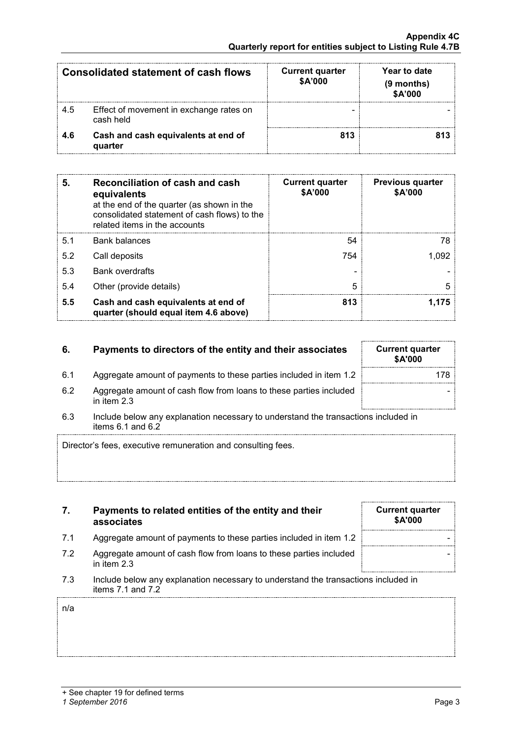| Consolidated statement of cash flows | | Current quarter $A'000 | Year to date (9 months) $A'000 |
|---|---|---|---|
| 4.5 | Effect of movement in exchange rates on cash held | - | - |
| **4.6** | **Cash and cash equivalents at end of quarter** | **813** | **813** |

| **5.** | **Reconciliation of cash and cash equivalents** at the end of the quarter (as shown in the consolidated statement of cash flows) to the related items in the accounts | **Current quarter $A'000** | **Previous quarter $A'000** |
|---|---|---|---|
| 5.1 | Bank balances | 54 | 78 |
| 5.2 | Call deposits | 754 | 1,092 |
| 5.3 | Bank overdrafts | - | - |
| 5.4 | Other (provide details) | 5 | 5 |
| **5.5** | **Cash and cash equivalents at end of quarter (should equal item 4.6 above)** | **813** | **1,175** |

| **6.** | **Payments to directors of the entity and their associates** | **Current quarter $A'000** |
|---|---|---|
| 6.1 | Aggregate amount of payments to these parties included in item 1.2 | 178 |
| 6.2 | Aggregate amount of cash flow from loans to these parties included in item 2.3 | - |

6.3 Include below any explanation necessary to understand the transactions included in items 6.1 and 6.2

Director's fees, executive remuneration and consulting fees.

| **7.** | **Payments to related entities of the entity and their associates** | **Current quarter $A'000** |
|---|---|---|
| 7.1 | Aggregate amount of payments to these parties included in item 1.2 | - |
| 7.2 | Aggregate amount of cash flow from loans to these parties included in item 2.3 | - |

7.3 Include below any explanation necessary to understand the transactions included in items 7.1 and 7.2

n/a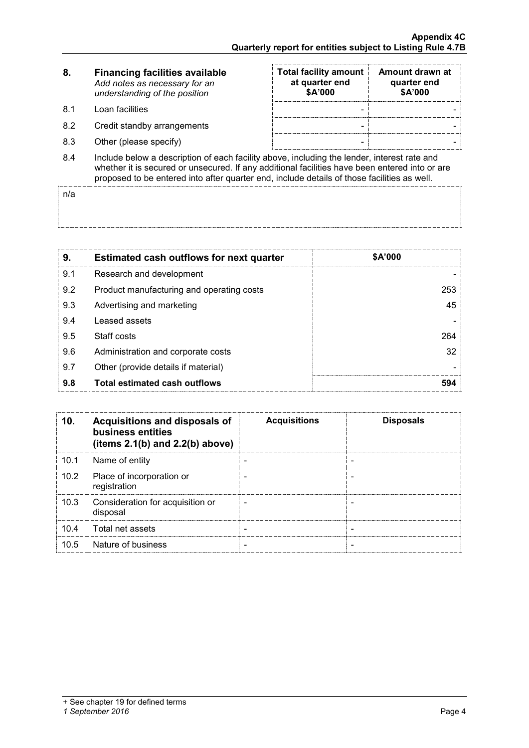| 8. | **Financing facilities available** *Add notes as necessary for an understanding of the position* | **Total facility amount at quarter end $A'000** | **Amount drawn at quarter end $A'000** |
|---|---|---|---|
| 8.1 | Loan facilities | - | - |
| 8.2 | Credit standby arrangements | - | - |
| 8.3 | Other (please specify) | - | - |

8.4 Include below a description of each facility above, including the lender, interest rate and whether it is secured or unsecured. If any additional facilities have been entered into or are proposed to be entered into after quarter end, include details of those facilities as well.

n/a

| 9. | Estimated cash outflows for next quarter | $A'000 |
|---|---|---|
| 9.1 | Research and development | - |
| 9.2 | Product manufacturing and operating costs | 253 |
| 9.3 | Advertising and marketing | 45 |
| 9.4 | Leased assets | - |
| 9.5 | Staff costs | 264 |
| 9.6 | Administration and corporate costs | 32 |
| 9.7 | Other (provide details if material) | - |
| **9.8** | **Total estimated cash outflows** | **594** |

| 10. | Acquisitions and disposals of business entities (items 2.1(b) and 2.2(b) above) | Acquisitions | Disposals |
|---|---|---|---|
| 10.1 | Name of entity | - | - |
| 10.2 | Place of incorporation or registration | - | - |
| 10.3 | Consideration for acquisition or disposal | - | - |
| 10.4 | Total net assets | - | - |
| 10.5 | Nature of business | - | - |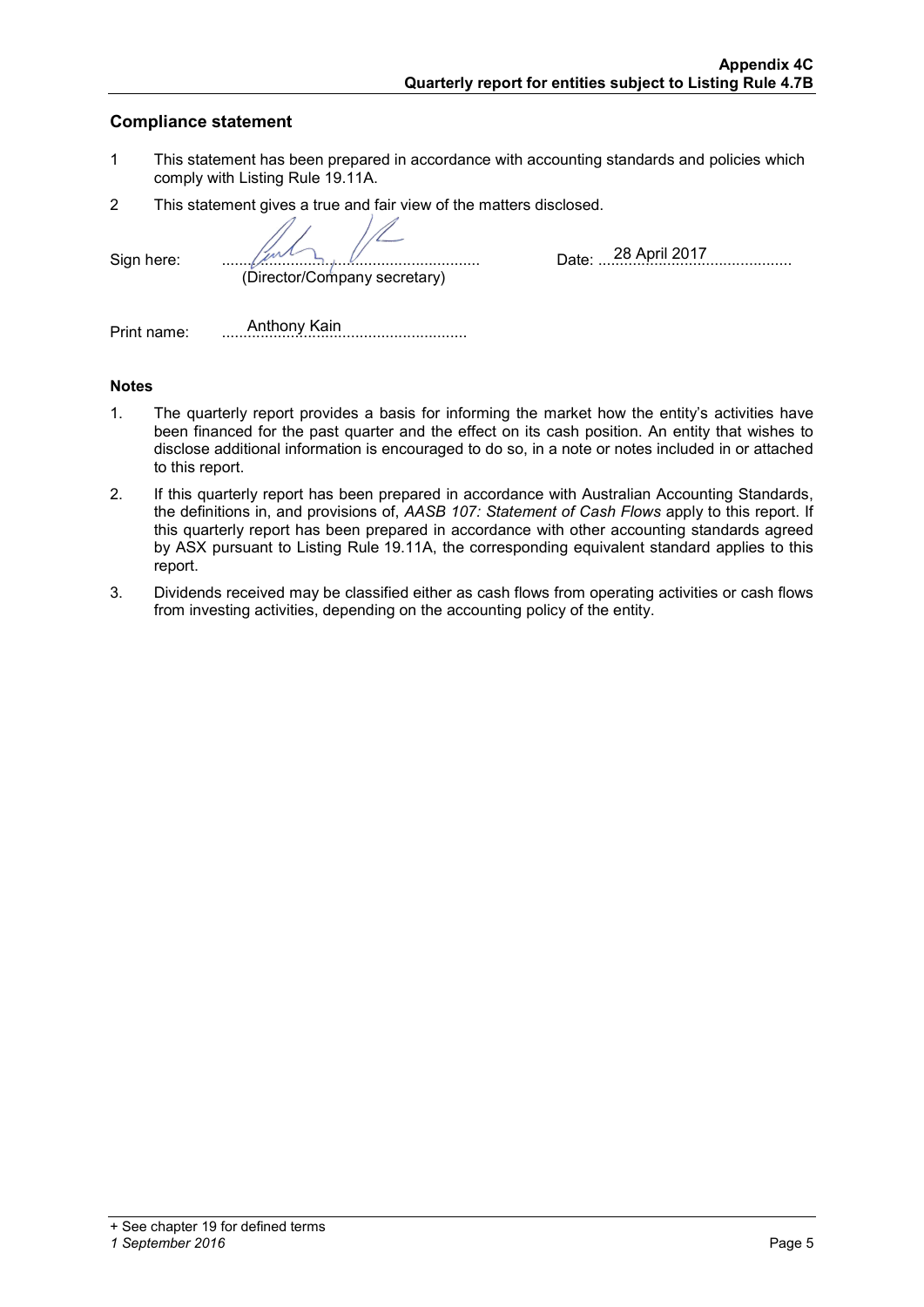## Compliance statement

1. This statement has been prepared in accordance with accounting standards and policies which comply with Listing Rule 19.11A.
2. This statement gives a true and fair view of the matters disclosed.

Sign here: ............................................................ (Director/Company secretary)

Date: 28 April 2017

Print name: Anthony Kain

### Notes

1. The quarterly report provides a basis for informing the market how the entity's activities have been financed for the past quarter and the effect on its cash position. An entity that wishes to disclose additional information is encouraged to do so, in a note or notes included in or attached to this report.
2. If this quarterly report has been prepared in accordance with Australian Accounting Standards, the definitions in, and provisions of, *AASB 107: Statement of Cash Flows* apply to this report. If this quarterly report has been prepared in accordance with other accounting standards agreed by ASX pursuant to Listing Rule 19.11A, the corresponding equivalent standard applies to this report.
3. Dividends received may be classified either as cash flows from operating activities or cash flows from investing activities, depending on the accounting policy of the entity.